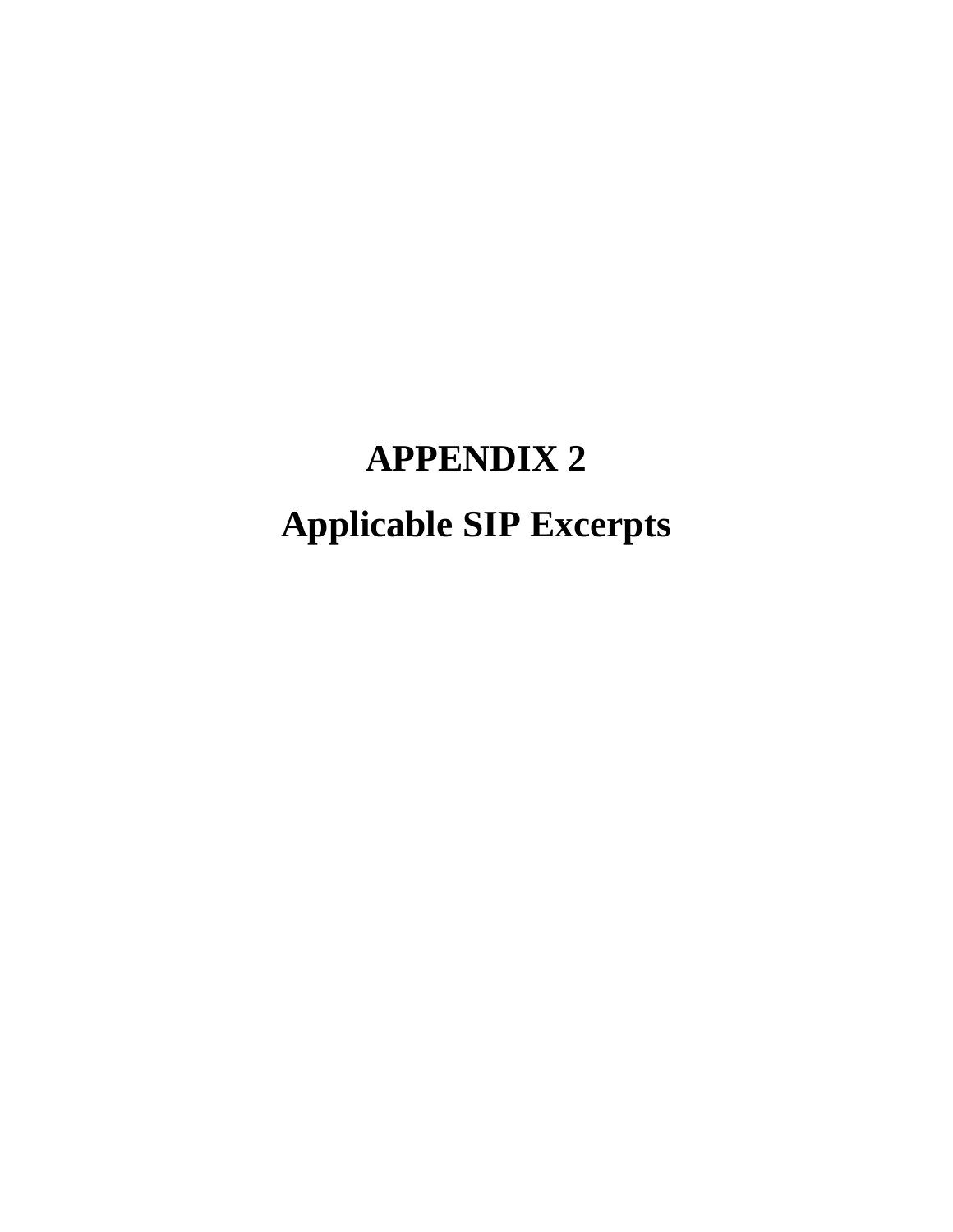# APPENDIX 2

# Applicable SIP Excerpts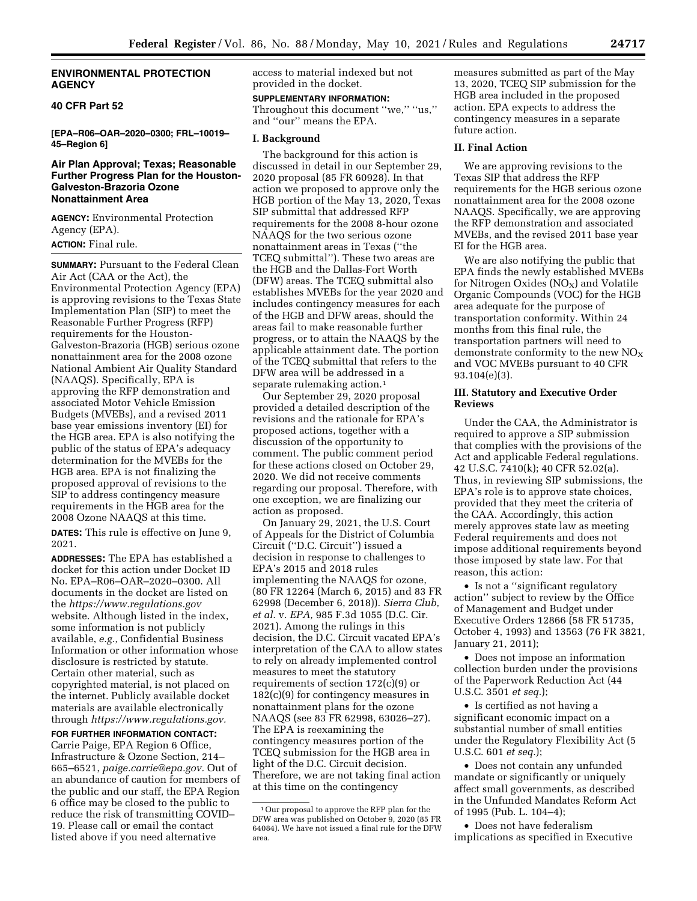## ENVIRONMENTAL PROTECTION AGENCY

### 40 CFR Part 52

**[EPA–R06–OAR–2020–0300; FRL–10019–45–Region 6]**

### Air Plan Approval; Texas; Reasonable Further Progress Plan for the Houston-Galveston-Brazoria Ozone Nonattainment Area

**AGENCY:** Environmental Protection Agency (EPA).

**ACTION:** Final rule.

**SUMMARY:** Pursuant to the Federal Clean Air Act (CAA or the Act), the Environmental Protection Agency (EPA) is approving revisions to the Texas State Implementation Plan (SIP) to meet the Reasonable Further Progress (RFP) requirements for the Houston-Galveston-Brazoria (HGB) serious ozone nonattainment area for the 2008 ozone National Ambient Air Quality Standard (NAAQS). Specifically, EPA is approving the RFP demonstration and associated Motor Vehicle Emission Budgets (MVEBs), and a revised 2011 base year emissions inventory (EI) for the HGB area. EPA is also notifying the public of the status of EPA's adequacy determination for the MVEBs for the HGB area. EPA is not finalizing the proposed approval of revisions to the SIP to address contingency measure requirements in the HGB area for the 2008 Ozone NAAQS at this time.

**DATES:** This rule is effective on June 9, 2021.

**ADDRESSES:** The EPA has established a docket for this action under Docket ID No. EPA–R06–OAR–2020–0300. All documents in the docket are listed on the *https://www.regulations.gov* website. Although listed in the index, some information is not publicly available, *e.g.,* Confidential Business Information or other information whose disclosure is restricted by statute. Certain other material, such as copyrighted material, is not placed on the internet. Publicly available docket materials are available electronically through *https://www.regulations.gov.*

**FOR FURTHER INFORMATION CONTACT:** Carrie Paige, EPA Region 6 Office, Infrastructure & Ozone Section, 214–665–6521, *paige.carrie@epa.gov.* Out of an abundance of caution for members of the public and our staff, the EPA Region 6 office may be closed to the public to reduce the risk of transmitting COVID–19. Please call or email the contact listed above if you need alternative access to material indexed but not provided in the docket.

**SUPPLEMENTARY INFORMATION:** Throughout this document "we," "us," and "our" means the EPA.

### I. Background

The background for this action is discussed in detail in our September 29, 2020 proposal (85 FR 60928). In that action we proposed to approve only the HGB portion of the May 13, 2020, Texas SIP submittal that addressed RFP requirements for the 2008 8-hour ozone NAAQS for the two serious ozone nonattainment areas in Texas ("the TCEQ submittal"). These two areas are the HGB and the Dallas-Fort Worth (DFW) areas. The TCEQ submittal also establishes MVEBs for the year 2020 and includes contingency measures for each of the HGB and DFW areas, should the areas fail to make reasonable further progress, or to attain the NAAQS by the applicable attainment date. The portion of the TCEQ submittal that refers to the DFW area will be addressed in a separate rulemaking action.[1]

Our September 29, 2020 proposal provided a detailed description of the revisions and the rationale for EPA's proposed actions, together with a discussion of the opportunity to comment. The public comment period for these actions closed on October 29, 2020. We did not receive comments regarding our proposal. Therefore, with one exception, we are finalizing our action as proposed.

On January 29, 2021, the U.S. Court of Appeals for the District of Columbia Circuit ("D.C. Circuit") issued a decision in response to challenges to EPA's 2015 and 2018 rules implementing the NAAQS for ozone, (80 FR 12264 (March 6, 2015) and 83 FR 62998 (December 6, 2018)). *Sierra Club, et al.* v. *EPA,* 985 F.3d 1055 (D.C. Cir. 2021). Among the rulings in this decision, the D.C. Circuit vacated EPA's interpretation of the CAA to allow states to rely on already implemented control measures to meet the statutory requirements of section 172(c)(9) or 182(c)(9) for contingency measures in nonattainment plans for the ozone NAAQS (see 83 FR 62998, 63026–27). The EPA is reexamining the contingency measures portion of the TCEQ submission for the HGB area in light of the D.C. Circuit decision. Therefore, we are not taking final action at this time on the contingency measures submitted as part of the May 13, 2020, TCEQ SIP submission for the HGB area included in the proposed action. EPA expects to address the contingency measures in a separate future action.

[1] Our proposal to approve the RFP plan for the DFW area was published on October 9, 2020 (85 FR 64084). We have not issued a final rule for the DFW area.

### II. Final Action

We are approving revisions to the Texas SIP that address the RFP requirements for the HGB serious ozone nonattainment area for the 2008 ozone NAAQS. Specifically, we are approving the RFP demonstration and associated MVEBs, and the revised 2011 base year EI for the HGB area.

We are also notifying the public that EPA finds the newly established MVEBs for Nitrogen Oxides ($NO_X$) and Volatile Organic Compounds (VOC) for the HGB area adequate for the purpose of transportation conformity. Within 24 months from this final rule, the transportation partners will need to demonstrate conformity to the new $NO_X$ and VOC MVEBs pursuant to 40 CFR 93.104(e)(3).

### III. Statutory and Executive Order Reviews

Under the CAA, the Administrator is required to approve a SIP submission that complies with the provisions of the Act and applicable Federal regulations. 42 U.S.C. 7410(k); 40 CFR 52.02(a). Thus, in reviewing SIP submissions, the EPA's role is to approve state choices, provided that they meet the criteria of the CAA. Accordingly, this action merely approves state law as meeting Federal requirements and does not impose additional requirements beyond those imposed by state law. For that reason, this action:

- Is not a "significant regulatory action" subject to review by the Office of Management and Budget under Executive Orders 12866 (58 FR 51735, October 4, 1993) and 13563 (76 FR 3821, January 21, 2011);
- Does not impose an information collection burden under the provisions of the Paperwork Reduction Act (44 U.S.C. 3501 *et seq.*);
- Is certified as not having a significant economic impact on a substantial number of small entities under the Regulatory Flexibility Act (5 U.S.C. 601 *et seq.*);
- Does not contain any unfunded mandate or significantly or uniquely affect small governments, as described in the Unfunded Mandates Reform Act of 1995 (Pub. L. 104–4);
- Does not have federalism implications as specified in Executive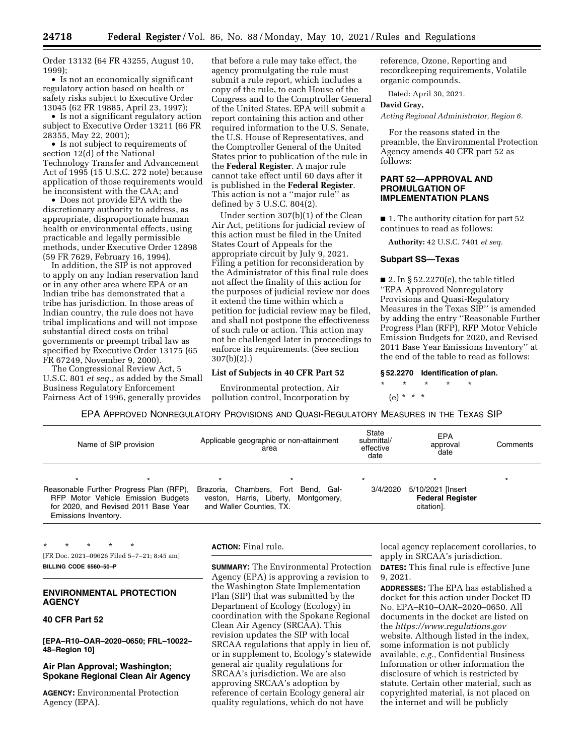Order 13132 (64 FR 43255, August 10, 1999);

- Is not an economically significant regulatory action based on health or safety risks subject to Executive Order 13045 (62 FR 19885, April 23, 1997);
- Is not a significant regulatory action subject to Executive Order 13211 (66 FR 28355, May 22, 2001);
- Is not subject to requirements of section 12(d) of the National Technology Transfer and Advancement Act of 1995 (15 U.S.C. 272 note) because application of those requirements would be inconsistent with the CAA; and
- Does not provide EPA with the discretionary authority to address, as appropriate, disproportionate human health or environmental effects, using practicable and legally permissible methods, under Executive Order 12898 (59 FR 7629, February 16, 1994).

In addition, the SIP is not approved to apply on any Indian reservation land or in any other area where EPA or an Indian tribe has demonstrated that a tribe has jurisdiction. In those areas of Indian country, the rule does not have tribal implications and will not impose substantial direct costs on tribal governments or preempt tribal law as specified by Executive Order 13175 (65 FR 67249, November 9, 2000).

The Congressional Review Act, 5 U.S.C. 801 *et seq.,* as added by the Small Business Regulatory Enforcement Fairness Act of 1996, generally provides that before a rule may take effect, the agency promulgating the rule must submit a rule report, which includes a copy of the rule, to each House of the Congress and to the Comptroller General of the United States. EPA will submit a report containing this action and other required information to the U.S. Senate, the U.S. House of Representatives, and the Comptroller General of the United States prior to publication of the rule in the **Federal Register**. A major rule cannot take effect until 60 days after it is published in the **Federal Register**. This action is not a ''major rule'' as defined by 5 U.S.C. 804(2).

Under section 307(b)(1) of the Clean Air Act, petitions for judicial review of this action must be filed in the United States Court of Appeals for the appropriate circuit by July 9, 2021. Filing a petition for reconsideration by the Administrator of this final rule does not affect the finality of this action for the purposes of judicial review nor does it extend the time within which a petition for judicial review may be filed, and shall not postpone the effectiveness of such rule or action. This action may not be challenged later in proceedings to enforce its requirements. (See section 307(b)(2).)

### List of Subjects in 40 CFR Part 52

Environmental protection, Air pollution control, Incorporation by reference, Ozone, Reporting and recordkeeping requirements, Volatile organic compounds.

Dated: April 30, 2021.

**David Gray,**

*Acting Regional Administrator, Region 6.*

For the reasons stated in the preamble, the Environmental Protection Agency amends 40 CFR part 52 as follows:

## PART 52—APPROVAL AND PROMULGATION OF IMPLEMENTATION PLANS

■ 1. The authority citation for part 52 continues to read as follows:

**Authority:** 42 U.S.C. 7401 *et seq.*

### Subpart SS—Texas

■ 2. In § 52.2270(e), the table titled ''EPA Approved Nonregulatory Provisions and Quasi-Regulatory Measures in the Texas SIP'' is amended by adding the entry ''Reasonable Further Progress Plan (RFP), RFP Motor Vehicle Emission Budgets for 2020, and Revised 2011 Base Year Emissions Inventory'' at the end of the table to read as follows:

**§ 52.2270 Identification of plan.**

\* \* \* \* \*

(e) \* \* \*

EPA APPROVED NONREGULATORY PROVISIONS AND QUASI-REGULATORY MEASURES IN THE TEXAS SIP

| Name of SIP provision | Applicable geographic or non-attainment area | State submittal/ effective date | EPA approval date | Comments |
|---|---|---|---|---|
| \* \* | \* \* | \* | \* | \* |
| Reasonable Further Progress Plan (RFP), RFP Motor Vehicle Emission Budgets for 2020, and Revised 2011 Base Year Emissions Inventory. | Brazoria, Chambers, Fort Bend, Galveston, Harris, Liberty, Montgomery, and Waller Counties, TX. | 3/4/2020 | 5/10/2021 [Insert **Federal Register** citation]. | |

\* \* \* \* \*

[FR Doc. 2021–09626 Filed 5–7–21; 8:45 am]

**BILLING CODE 6560–50–P**

---

## ENVIRONMENTAL PROTECTION AGENCY

### 40 CFR Part 52

**[EPA–R10–OAR–2020–0650; FRL–10022–48–Region 10]**

### Air Plan Approval; Washington; Spokane Regional Clean Air Agency

**AGENCY:** Environmental Protection Agency (EPA).

**ACTION:** Final rule.

**SUMMARY:** The Environmental Protection Agency (EPA) is approving a revision to the Washington State Implementation Plan (SIP) that was submitted by the Department of Ecology (Ecology) in coordination with the Spokane Regional Clean Air Agency (SRCAA). This revision updates the SIP with local SRCAA regulations that apply in lieu of, or in supplement to, Ecology's statewide general air quality regulations for SRCAA's jurisdiction. We are also approving SRCAA's adoption by reference of certain Ecology general air quality regulations, which do not have local agency replacement corollaries, to apply in SRCAA's jurisdiction.

**DATES:** This final rule is effective June 9, 2021.

**ADDRESSES:** The EPA has established a docket for this action under Docket ID No. EPA–R10–OAR–2020–0650. All documents in the docket are listed on the *https://www.regulations.gov* website. Although listed in the index, some information is not publicly available, *e.g.,* Confidential Business Information or other information the disclosure of which is restricted by statute. Certain other material, such as copyrighted material, is not placed on the internet and will be publicly